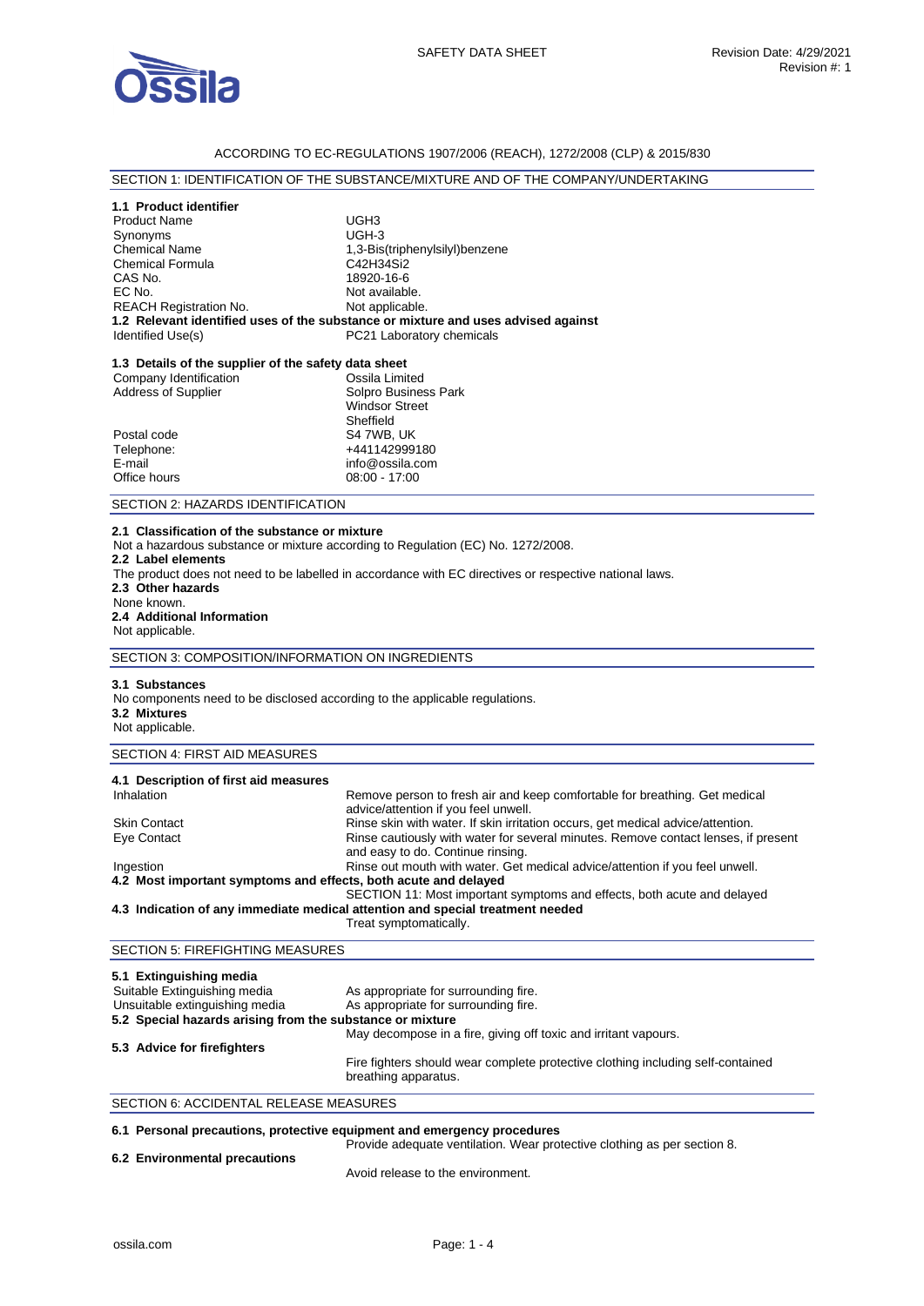SAFETY DATA SHEET

Revision Date: 4/29/2021
Revision #: 1

ACCORDING TO EC-REGULATIONS 1907/2006 (REACH), 1272/2008 (CLP) & 2015/830

## SECTION 1: IDENTIFICATION OF THE SUBSTANCE/MIXTURE AND OF THE COMPANY/UNDERTAKING

### 1.1 Product identifier

| | |
|---|---|
| Product Name | UGH3 |
| Synonyms | UGH-3 |
| Chemical Name | 1,3-Bis(triphenylsilyl)benzene |
| Chemical Formula | $C_{42}H_{34}Si_2$ |
| CAS No. | 18920-16-6 |
| EC No. | Not available. |
| REACH Registration No. | Not applicable. |

### 1.2 Relevant identified uses of the substance or mixture and uses advised against

| | |
|---|---|
| Identified Use(s) | PC21 Laboratory chemicals |

### 1.3 Details of the supplier of the safety data sheet

| | |
|---|---|
| Company Identification | Ossila Limited |
| Address of Supplier | Solpro Business Park<br>Windsor Street<br>Sheffield |
| Postal code | S4 7WB, UK |
| Telephone: | +441142999180 |
| E-mail | info@ossila.com |
| Office hours | 08:00 - 17:00 |

## SECTION 2: HAZARDS IDENTIFICATION

### 2.1 Classification of the substance or mixture

Not a hazardous substance or mixture according to Regulation (EC) No. 1272/2008.

### 2.2 Label elements

The product does not need to be labelled in accordance with EC directives or respective national laws.

### 2.3 Other hazards

None known.

### 2.4 Additional Information

Not applicable.

## SECTION 3: COMPOSITION/INFORMATION ON INGREDIENTS

### 3.1 Substances

No components need to be disclosed according to the applicable regulations.

### 3.2 Mixtures

Not applicable.

## SECTION 4: FIRST AID MEASURES

### 4.1 Description of first aid measures

| | |
|---|---|
| Inhalation | Remove person to fresh air and keep comfortable for breathing. Get medical advice/attention if you feel unwell. |
| Skin Contact | Rinse skin with water. If skin irritation occurs, get medical advice/attention. |
| Eye Contact | Rinse cautiously with water for several minutes. Remove contact lenses, if present and easy to do. Continue rinsing. |
| Ingestion | Rinse out mouth with water. Get medical advice/attention if you feel unwell. |

### 4.2 Most important symptoms and effects, both acute and delayed

SECTION 11: Most important symptoms and effects, both acute and delayed

### 4.3 Indication of any immediate medical attention and special treatment needed

Treat symptomatically.

## SECTION 5: FIREFIGHTING MEASURES

### 5.1 Extinguishing media

| | |
|---|---|
| Suitable Extinguishing media | As appropriate for surrounding fire. |
| Unsuitable extinguishing media | As appropriate for surrounding fire. |

### 5.2 Special hazards arising from the substance or mixture

May decompose in a fire, giving off toxic and irritant vapours.

### 5.3 Advice for firefighters

Fire fighters should wear complete protective clothing including self-contained breathing apparatus.

## SECTION 6: ACCIDENTAL RELEASE MEASURES

### 6.1 Personal precautions, protective equipment and emergency procedures

Provide adequate ventilation. Wear protective clothing as per section 8.

### 6.2 Environmental precautions

Avoid release to the environment.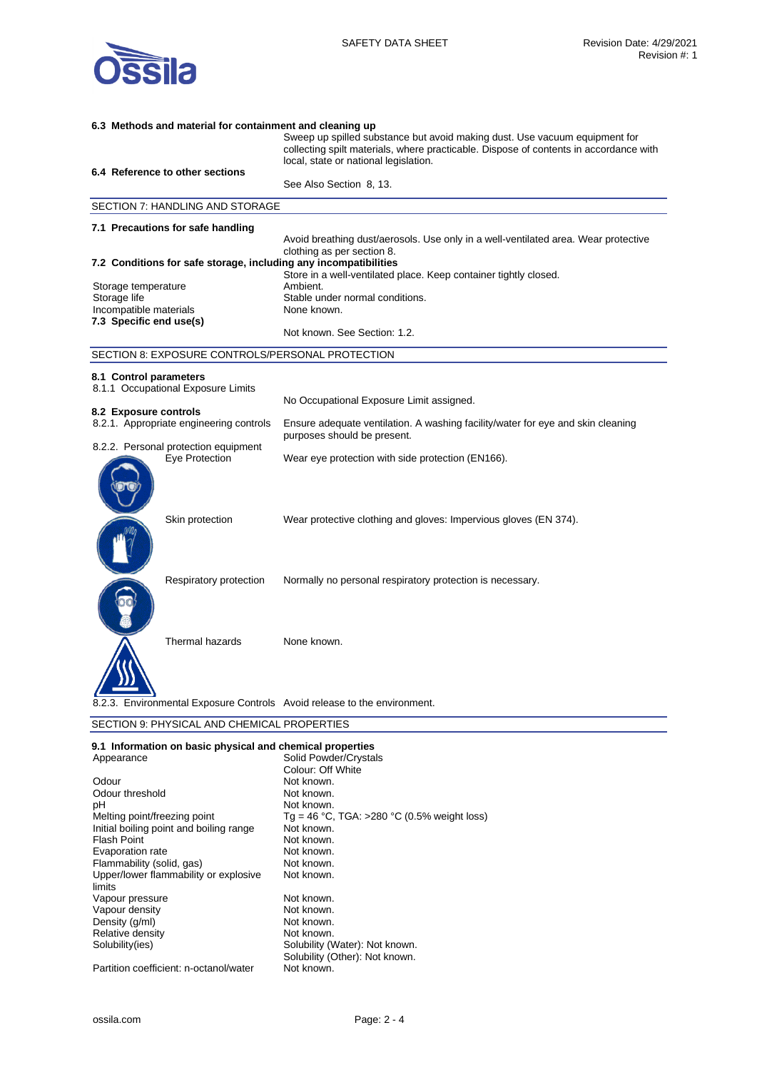**6.3 Methods and material for containment and cleaning up**

Sweep up spilled substance but avoid making dust. Use vacuum equipment for collecting spilt materials, where practicable. Dispose of contents in accordance with local, state or national legislation.

**6.4 Reference to other sections**

See Also Section 8, 13.

## SECTION 7: HANDLING AND STORAGE

**7.1 Precautions for safe handling**

Avoid breathing dust/aerosols. Use only in a well-ventilated area. Wear protective clothing as per section 8.

**7.2 Conditions for safe storage, including any incompatibilities**

Store in a well-ventilated place. Keep container tightly closed.

| | |
|---|---|
| Storage temperature | Ambient. |
| Storage life | Stable under normal conditions. |
| Incompatible materials | None known. |

**7.3 Specific end use(s)**

Not known. See Section: 1.2.

## SECTION 8: EXPOSURE CONTROLS/PERSONAL PROTECTION

**8.1 Control parameters**

8.1.1 Occupational Exposure Limits

No Occupational Exposure Limit assigned.

**8.2 Exposure controls**

8.2.1. Appropriate engineering controls — Ensure adequate ventilation. A washing facility/water for eye and skin cleaning purposes should be present.

8.2.2. Personal protection equipment

| | |
|---|---|
| Eye Protection | Wear eye protection with side protection (EN166). |
| Skin protection | Wear protective clothing and gloves: Impervious gloves (EN 374). |
| Respiratory protection | Normally no personal respiratory protection is necessary. |
| Thermal hazards | None known. |

8.2.3. Environmental Exposure Controls — Avoid release to the environment.

## SECTION 9: PHYSICAL AND CHEMICAL PROPERTIES

**9.1 Information on basic physical and chemical properties**

| | |
|---|---|
| Appearance | Solid Powder/Crystals<br>Colour: Off White |
| Odour | Not known. |
| Odour threshold | Not known. |
| pH | Not known. |
| Melting point/freezing point | Tg = 46 °C, TGA: >280 °C (0.5% weight loss) |
| Initial boiling point and boiling range | Not known. |
| Flash Point | Not known. |
| Evaporation rate | Not known. |
| Flammability (solid, gas) | Not known. |
| Upper/lower flammability or explosive limits | Not known. |
| Vapour pressure | Not known. |
| Vapour density | Not known. |
| Density (g/ml) | Not known. |
| Relative density | Not known. |
| Solubility(ies) | Solubility (Water): Not known.<br>Solubility (Other): Not known. |
| Partition coefficient: n-octanol/water | Not known. |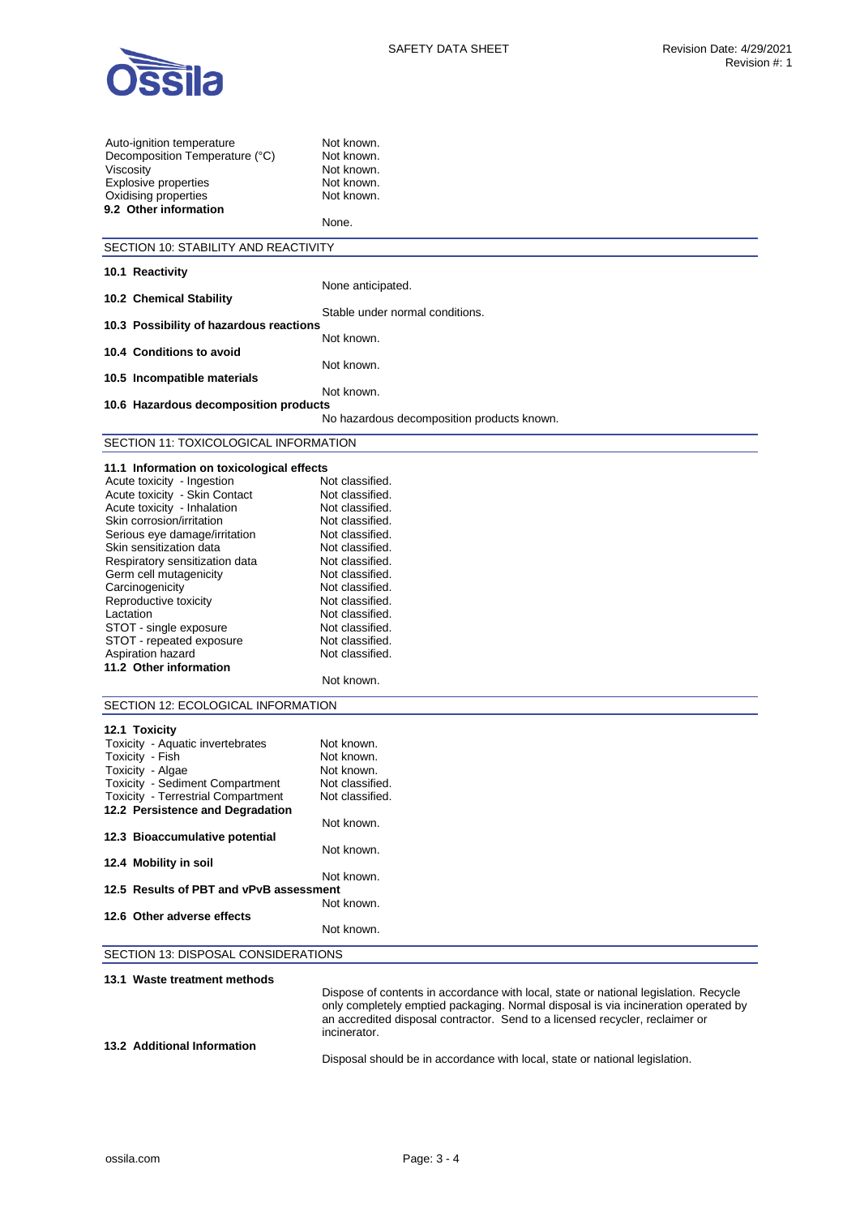| | |
|---|---|
| Auto-ignition temperature | Not known. |
| Decomposition Temperature (°C) | Not known. |
| Viscosity | Not known. |
| Explosive properties | Not known. |
| Oxidising properties | Not known. |

**9.2 Other information**

None.

## SECTION 10: STABILITY AND REACTIVITY

**10.1 Reactivity**

None anticipated.

**10.2 Chemical Stability**

Stable under normal conditions.

**10.3 Possibility of hazardous reactions**

Not known.

**10.4 Conditions to avoid**

Not known.

**10.5 Incompatible materials**

Not known.

**10.6 Hazardous decomposition products**

No hazardous decomposition products known.

## SECTION 11: TOXICOLOGICAL INFORMATION

**11.1 Information on toxicological effects**

| | |
|---|---|
| Acute toxicity - Ingestion | Not classified. |
| Acute toxicity - Skin Contact | Not classified. |
| Acute toxicity - Inhalation | Not classified. |
| Skin corrosion/irritation | Not classified. |
| Serious eye damage/irritation | Not classified. |
| Skin sensitization data | Not classified. |
| Respiratory sensitization data | Not classified. |
| Germ cell mutagenicity | Not classified. |
| Carcinogenicity | Not classified. |
| Reproductive toxicity | Not classified. |
| Lactation | Not classified. |
| STOT - single exposure | Not classified. |
| STOT - repeated exposure | Not classified. |
| Aspiration hazard | Not classified. |

**11.2 Other information**

Not known.

## SECTION 12: ECOLOGICAL INFORMATION

**12.1 Toxicity**

| | |
|---|---|
| Toxicity - Aquatic invertebrates | Not known. |
| Toxicity - Fish | Not known. |
| Toxicity - Algae | Not known. |
| Toxicity - Sediment Compartment | Not classified. |
| Toxicity - Terrestrial Compartment | Not classified. |

**12.2 Persistence and Degradation**

Not known.

**12.3 Bioaccumulative potential**

Not known.

**12.4 Mobility in soil**

Not known.

**12.5 Results of PBT and vPvB assessment**

Not known.

**12.6 Other adverse effects**

Not known.

## SECTION 13: DISPOSAL CONSIDERATIONS

**13.1 Waste treatment methods**

Dispose of contents in accordance with local, state or national legislation. Recycle only completely emptied packaging. Normal disposal is via incineration operated by an accredited disposal contractor. Send to a licensed recycler, reclaimer or incinerator.

**13.2 Additional Information**

Disposal should be in accordance with local, state or national legislation.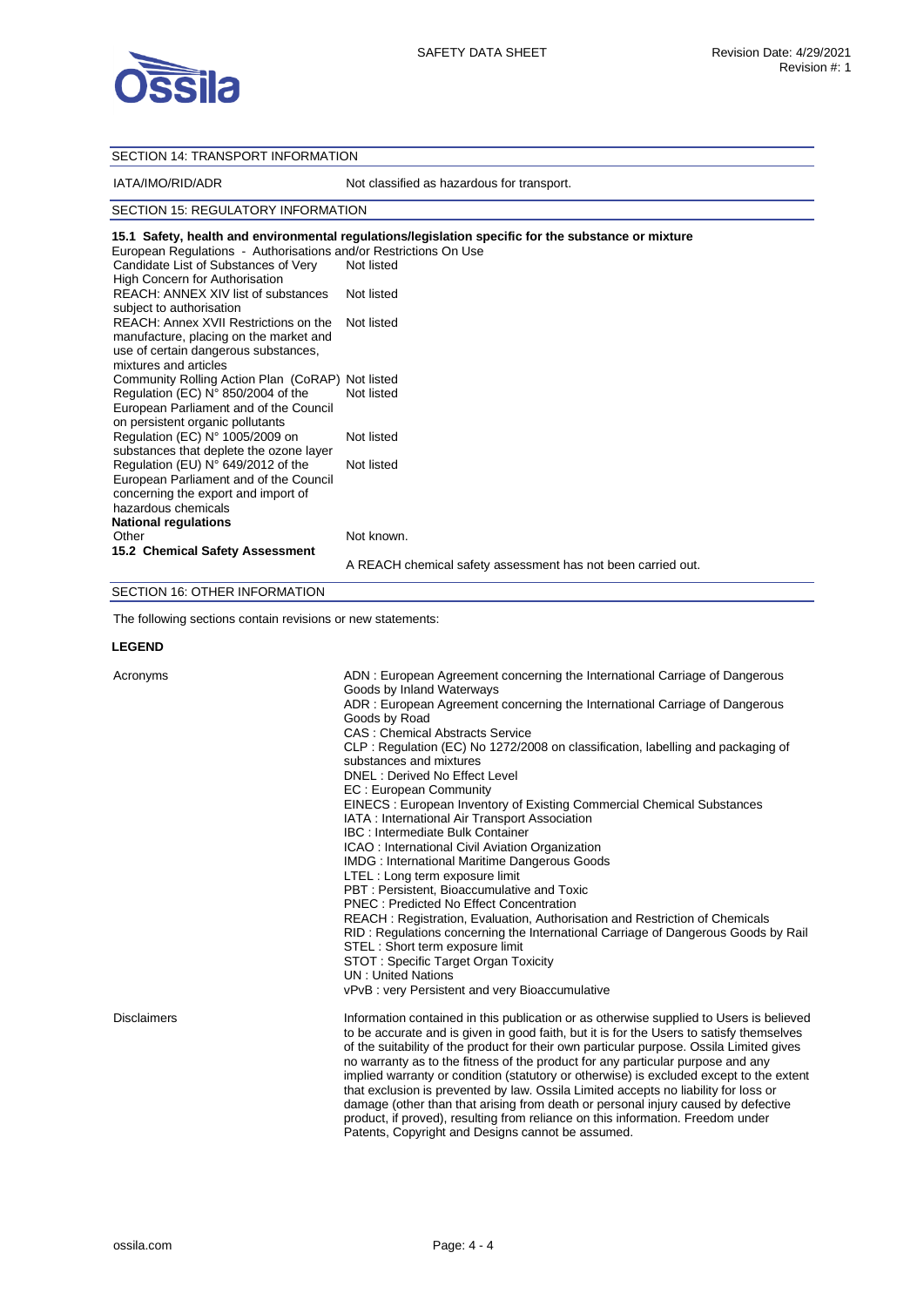## SECTION 14: TRANSPORT INFORMATION

| | |
|---|---|
| IATA/IMO/RID/ADR | Not classified as hazardous for transport. |

## SECTION 15: REGULATORY INFORMATION

**15.1 Safety, health and environmental regulations/legislation specific for the substance or mixture**

European Regulations - Authorisations and/or Restrictions On Use

| | |
|---|---|
| Candidate List of Substances of Very High Concern for Authorisation | Not listed |
| REACH: ANNEX XIV list of substances subject to authorisation | Not listed |
| REACH: Annex XVII Restrictions on the manufacture, placing on the market and use of certain dangerous substances, mixtures and articles | Not listed |
| Community Rolling Action Plan (CoRAP) | Not listed |
| Regulation (EC) N° 850/2004 of the European Parliament and of the Council on persistent organic pollutants | Not listed |
| Regulation (EC) N° 1005/2009 on substances that deplete the ozone layer | Not listed |
| Regulation (EU) N° 649/2012 of the European Parliament and of the Council concerning the export and import of hazardous chemicals | Not listed |

**National regulations**

| | |
|---|---|
| Other | Not known. |

**15.2 Chemical Safety Assessment**

A REACH chemical safety assessment has not been carried out.

## SECTION 16: OTHER INFORMATION

The following sections contain revisions or new statements:

**LEGEND**

Acronyms

ADN : European Agreement concerning the International Carriage of Dangerous Goods by Inland Waterways
ADR : European Agreement concerning the International Carriage of Dangerous Goods by Road
CAS : Chemical Abstracts Service
CLP : Regulation (EC) No 1272/2008 on classification, labelling and packaging of substances and mixtures
DNEL : Derived No Effect Level
EC : European Community
EINECS : European Inventory of Existing Commercial Chemical Substances
IATA : International Air Transport Association
IBC : Intermediate Bulk Container
ICAO : International Civil Aviation Organization
IMDG : International Maritime Dangerous Goods
LTEL : Long term exposure limit
PBT : Persistent, Bioaccumulative and Toxic
PNEC : Predicted No Effect Concentration
REACH : Registration, Evaluation, Authorisation and Restriction of Chemicals
RID : Regulations concerning the International Carriage of Dangerous Goods by Rail
STEL : Short term exposure limit
STOT : Specific Target Organ Toxicity
UN : United Nations
vPvB : very Persistent and very Bioaccumulative

Disclaimers

Information contained in this publication or as otherwise supplied to Users is believed to be accurate and is given in good faith, but it is for the Users to satisfy themselves of the suitability of the product for their own particular purpose. Ossila Limited gives no warranty as to the fitness of the product for any particular purpose and any implied warranty or condition (statutory or otherwise) is excluded except to the extent that exclusion is prevented by law. Ossila Limited accepts no liability for loss or damage (other than that arising from death or personal injury caused by defective product, if proved), resulting from reliance on this information. Freedom under Patents, Copyright and Designs cannot be assumed.